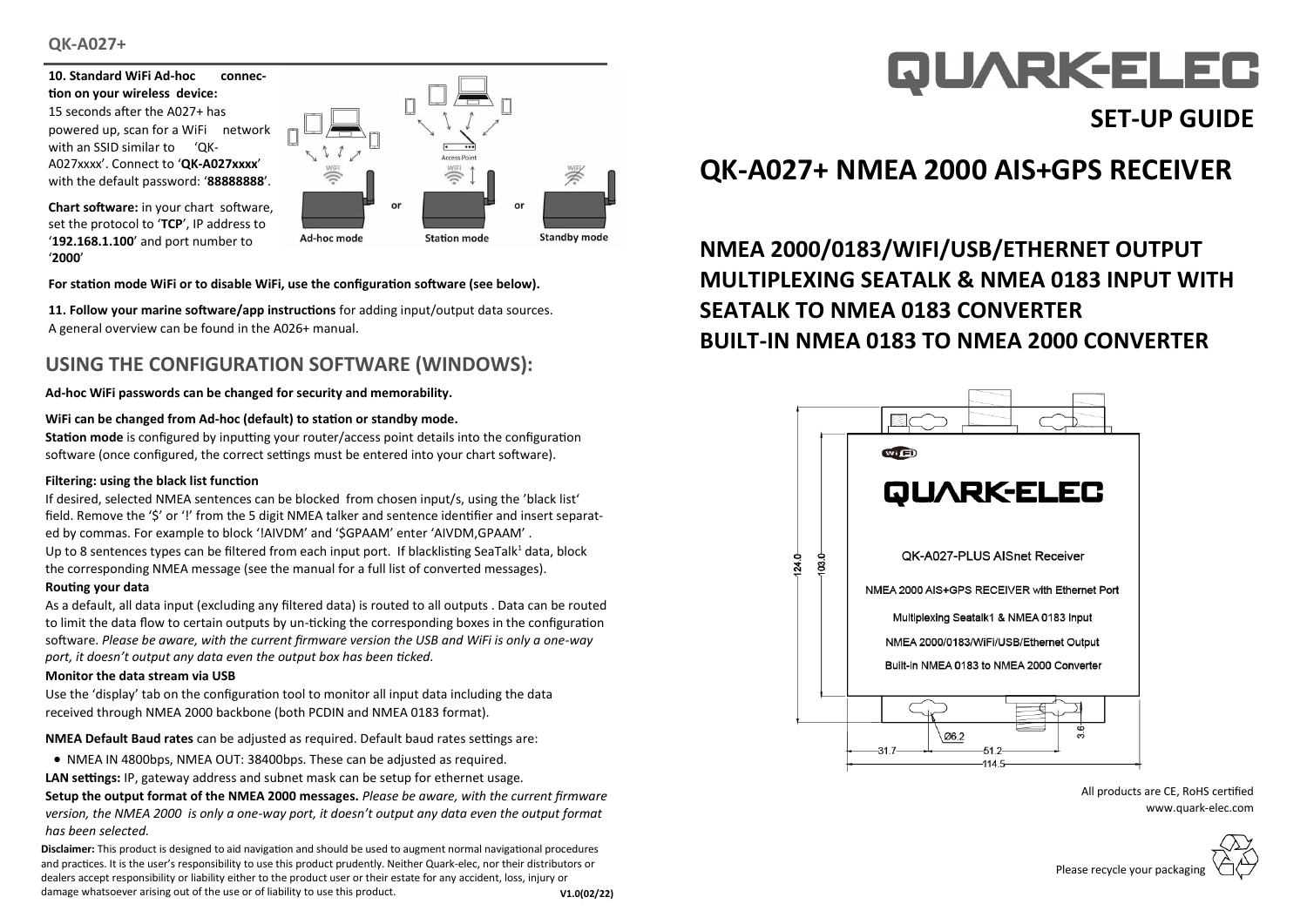QK-A027+

**10. Standard WiFi Ad-hoc connection on your wireless device:**
15 seconds after the A027+ has powered up, scan for a WiFi network with an SSID similar to 'QK-A027xxxx'. Connect to '**QK-A027xxxx**' with the default password: '**88888888**'.

**Chart software:** in your chart software, set the protocol to '**TCP**', IP address to '**192.168.1.100**' and port number to '**2000**'

Ad-hoc mode or Station mode or Standby mode

**For station mode WiFi or to disable WiFi, use the configuration software (see below).**

**11. Follow your marine software/app instructions** for adding input/output data sources. A general overview can be found in the A026+ manual.

## USING THE CONFIGURATION SOFTWARE (WINDOWS):

**Ad-hoc WiFi passwords can be changed for security and memorability.**

**WiFi can be changed from Ad-hoc (default) to station or standby mode.**
**Station mode** is configured by inputting your router/access point details into the configuration software (once configured, the correct settings must be entered into your chart software).

**Filtering: using the black list function**
If desired, selected NMEA sentences can be blocked from chosen input/s, using the 'black list' field. Remove the '$' or '!' from the 5 digit NMEA talker and sentence identifier and insert separated by commas. For example to block '!AIVDM' and '$GPAAM' enter 'AIVDM,GPAAM' .
Up to 8 sentences types can be filtered from each input port. If blacklisting SeaTalk[1] data, block the corresponding NMEA message (see the manual for a full list of converted messages).

**Routing your data**
As a default, all data input (excluding any filtered data) is routed to all outputs . Data can be routed to limit the data flow to certain outputs by un-ticking the corresponding boxes in the configuration software. *Please be aware, with the current firmware version the USB and WiFi is only a one-way port, it doesn't output any data even the output box has been ticked.*

**Monitor the data stream via USB**
Use the 'display' tab on the configuration tool to monitor all input data including the data received through NMEA 2000 backbone (both PCDIN and NMEA 0183 format).

**NMEA Default Baud rates** can be adjusted as required. Default baud rates settings are:

- NMEA IN 4800bps, NMEA OUT: 38400bps. These can be adjusted as required.

**LAN settings:** IP, gateway address and subnet mask can be setup for ethernet usage.

**Setup the output format of the NMEA 2000 messages.** *Please be aware, with the current firmware version, the NMEA 2000 is only a one-way port, it doesn't output any data even the output format has been selected.*

**Disclaimer:** This product is designed to aid navigation and should be used to augment normal navigational procedures and practices. It is the user's responsibility to use this product prudently. Neither Quark-elec, nor their distributors or dealers accept responsibility or liability either to the product user or their estate for any accident, loss, injury or damage whatsoever arising out of the use or of liability to use this product.

V1.0(02/22)

# QUARK-ELEC

## SET-UP GUIDE

# QK-A027+ NMEA 2000 AIS+GPS RECEIVER

## NMEA 2000/0183/WIFI/USB/ETHERNET OUTPUT
## MULTIPLEXING SEATALK & NMEA 0183 INPUT WITH SEATALK TO NMEA 0183 CONVERTER
## BUILT-IN NMEA 0183 TO NMEA 2000 CONVERTER

QUARK-ELEC
QK-A027-PLUS AISnet Receiver
NMEA 2000 AIS+GPS RECEIVER with Ethernet Port
Multiplexing Seatalk1 & NMEA 0183 Input
NMEA 2000/0183/WiFi/USB/Ethernet Output
Built-in NMEA 0183 to NMEA 2000 Converter
124.0
103.0
Ø6.2
3.6
31.7
51.2
114.5

All products are CE, RoHS certified
www.quark-elec.com

Please recycle your packaging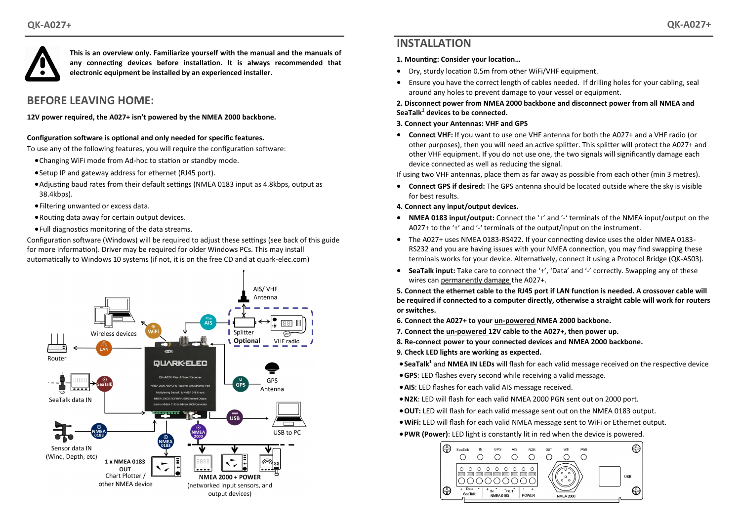This is an overview only. Familiarize yourself with the manual and the manuals of any connecting devices before installation. It is always recommended that electronic equipment be installed by an experienced installer.

## BEFORE LEAVING HOME:

**12V power required, the A027+ isn't powered by the NMEA 2000 backbone.**

**Configuration software is optional and only needed for specific features.**

To use any of the following features, you will require the configuration software:

- Changing WiFi mode from Ad-hoc to station or standby mode.
- Setup IP and gateway address for ethernet (RJ45 port).
- Adjusting baud rates from their default settings (NMEA 0183 input as 4.8kbps, output as 38.4kbps).
- Filtering unwanted or excess data.
- Routing data away for certain output devices.
- Full diagnostics monitoring of the data streams.

Configuration software (Windows) will be required to adjust these settings (see back of this guide for more information). Driver may be required for older Windows PCs. This may install automatically to Windows 10 systems (if not, it is on the free CD and at quark-elec.com)

AIS/ VHF Antenna
Wireless devices
WiFi
AIS
Splitter
Optional
VHF radio
Router
LAN
QUARK-ELEC
QK-A027-Plus AISnet Receiver
GPS
GPS Antenna
SeaTalk
SeaTalk data IN
USB
USB to PC
NMEA 0183
Sensor data IN (Wind, Depth, etc)
NMEA 0183
1 x NMEA 0183 OUT
Chart Plotter / other NMEA device
NMEA 2000
NMEA 2000 + POWER (networked input sensors, and output devices)

## INSTALLATION

**1. Mounting: Consider your location…**

- Dry, sturdy location 0.5m from other WiFi/VHF equipment.
- Ensure you have the correct length of cables needed. If drilling holes for your cabling, seal around any holes to prevent damage to your vessel or equipment.

**2. Disconnect power from NMEA 2000 backbone and disconnect power from all NMEA and SeaTalk[1] devices to be connected.**

**3. Connect your Antennas: VHF and GPS**

- **Connect VHF:** If you want to use one VHF antenna for both the A027+ and a VHF radio (or other purposes), then you will need an active splitter. This splitter will protect the A027+ and other VHF equipment. If you do not use one, the two signals will significantly damage each device connected as well as reducing the signal.

If using two VHF antennas, place them as far away as possible from each other (min 3 metres).

- **Connect GPS if desired:** The GPS antenna should be located outside where the sky is visible for best results.

**4. Connect any input/output devices.**

- **NMEA 0183 input/output:** Connect the '+' and '-' terminals of the NMEA input/output on the A027+ to the '+' and '-' terminals of the output/input on the instrument.
- The A027+ uses NMEA 0183-RS422. If your connecting device uses the older NMEA 0183-RS232 and you are having issues with your NMEA connection, you may find swapping these terminals works for your device. Alternatively, connect it using a Protocol Bridge (QK-AS03).
- **SeaTalk input:** Take care to connect the '+', 'Data' and '-' correctly. Swapping any of these wires can permanently damage the A027+.

**5. Connect the ethernet cable to the RJ45 port if LAN function is needed. A crossover cable will be required if connected to a computer directly, otherwise a straight cable will work for routers or switches.**

**6. Connect the A027+ to your un-powered NMEA 2000 backbone.**

**7. Connect the un-powered 12V cable to the A027+, then power up.**

**8. Re-connect power to your connected devices and NMEA 2000 backbone.**

**9. Check LED lights are working as expected.**

- **SeaTalk[1]** and **NMEA IN LEDs** will flash for each valid message received on the respective device
- **GPS**: LED flashes every second while receiving a valid message.
- **AIS**: LED flashes for each valid AIS message received.
- **N2K**: LED will flash for each valid NMEA 2000 PGN sent out on 2000 port.
- **OUT:** LED will flash for each valid message sent out on the NMEA 0183 output.
- **WiFi:** LED will flash for each valid NMEA message sent to WiFi or Ethernet output.
- **PWR (Power)**: LED light is constantly lit in red when the device is powered.

SeaTalk IN GPS AIS N2K OUT WiFi PWR
+ Data - SeaTalk
+ IN - + OUT - NMEA 0183
- + POWER
NMEA 2000
USB